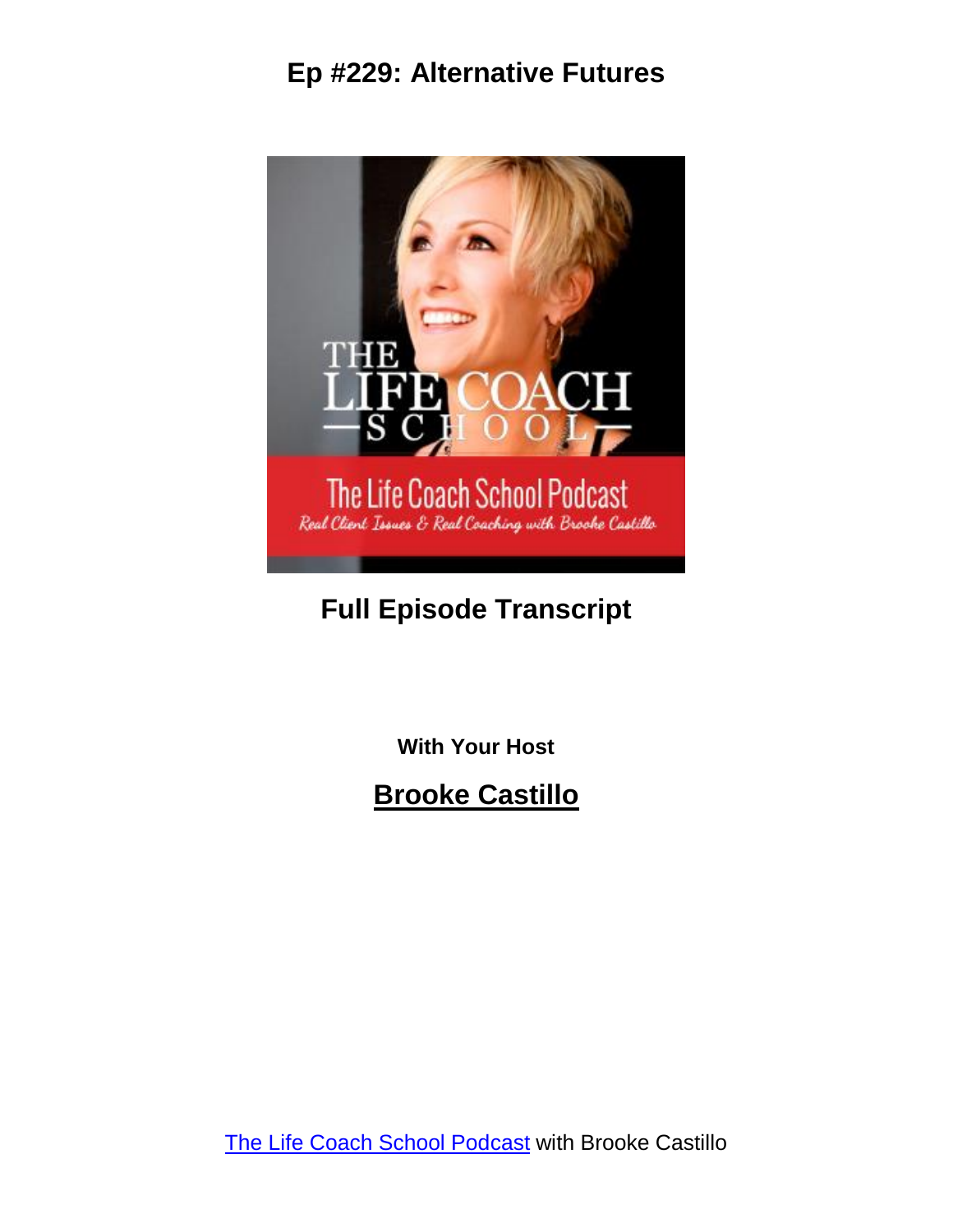# Ep #229: Alternative Futures

## Full Episode Transcript

**With Your Host**

## Brooke Castillo

The Life Coach School Podcast with Brooke Castillo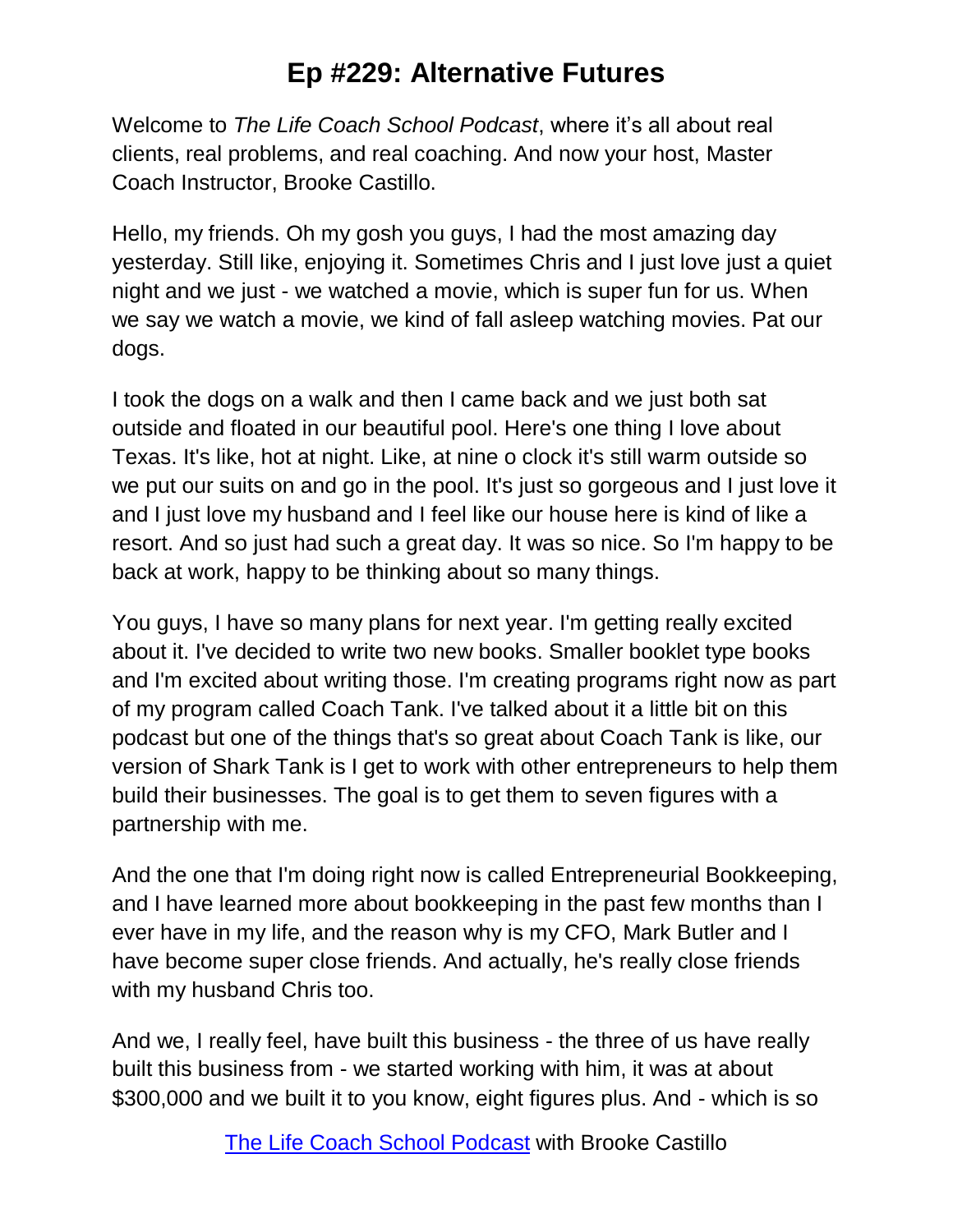# Ep #229: Alternative Futures

Welcome to *The Life Coach School Podcast*, where it's all about real clients, real problems, and real coaching. And now your host, Master Coach Instructor, Brooke Castillo.

Hello, my friends. Oh my gosh you guys, I had the most amazing day yesterday. Still like, enjoying it. Sometimes Chris and I just love just a quiet night and we just - we watched a movie, which is super fun for us. When we say we watch a movie, we kind of fall asleep watching movies. Pat our dogs.

I took the dogs on a walk and then I came back and we just both sat outside and floated in our beautiful pool. Here's one thing I love about Texas. It's like, hot at night. Like, at nine o clock it's still warm outside so we put our suits on and go in the pool. It's just so gorgeous and I just love it and I just love my husband and I feel like our house here is kind of like a resort. And so just had such a great day. It was so nice. So I'm happy to be back at work, happy to be thinking about so many things.

You guys, I have so many plans for next year. I'm getting really excited about it. I've decided to write two new books. Smaller booklet type books and I'm excited about writing those. I'm creating programs right now as part of my program called Coach Tank. I've talked about it a little bit on this podcast but one of the things that's so great about Coach Tank is like, our version of Shark Tank is I get to work with other entrepreneurs to help them build their businesses. The goal is to get them to seven figures with a partnership with me.

And the one that I'm doing right now is called Entrepreneurial Bookkeeping, and I have learned more about bookkeeping in the past few months than I ever have in my life, and the reason why is my CFO, Mark Butler and I have become super close friends. And actually, he's really close friends with my husband Chris too.

And we, I really feel, have built this business - the three of us have really built this business from - we started working with him, it was at about $300,000 and we built it to you know, eight figures plus. And - which is so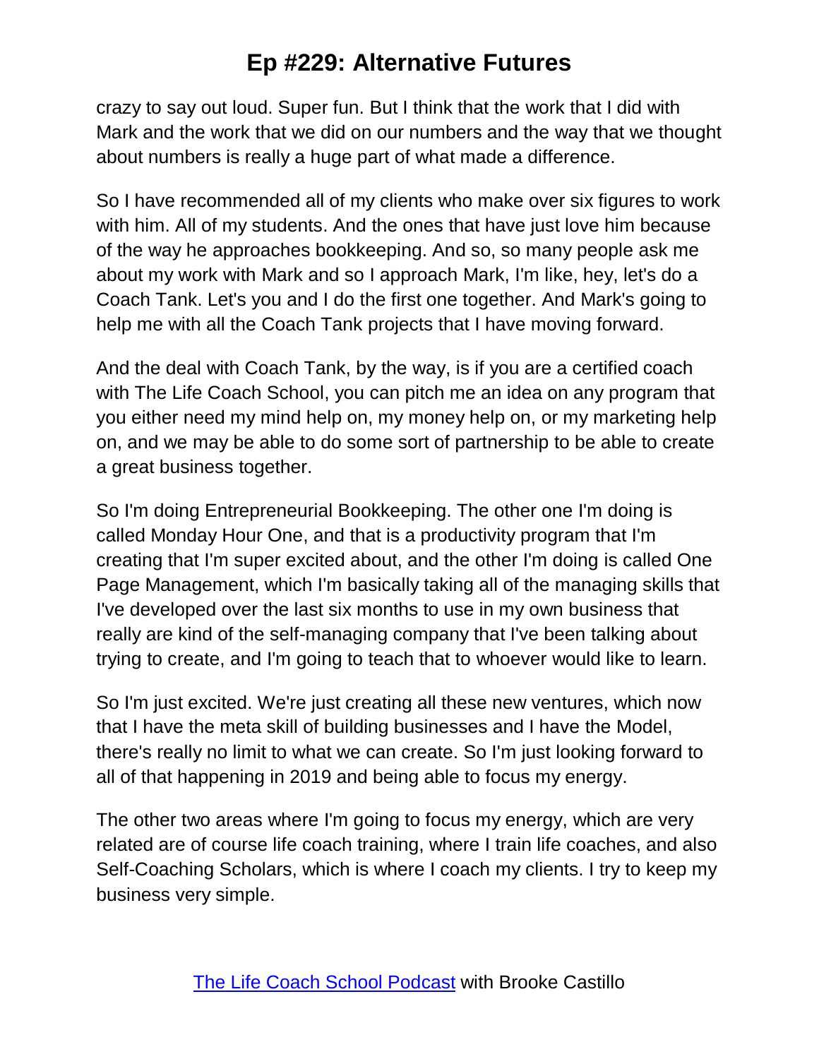crazy to say out loud. Super fun. But I think that the work that I did with Mark and the work that we did on our numbers and the way that we thought about numbers is really a huge part of what made a difference.

So I have recommended all of my clients who make over six figures to work with him. All of my students. And the ones that have just love him because of the way he approaches bookkeeping. And so, so many people ask me about my work with Mark and so I approach Mark, I'm like, hey, let's do a Coach Tank. Let's you and I do the first one together. And Mark's going to help me with all the Coach Tank projects that I have moving forward.

And the deal with Coach Tank, by the way, is if you are a certified coach with The Life Coach School, you can pitch me an idea on any program that you either need my mind help on, my money help on, or my marketing help on, and we may be able to do some sort of partnership to be able to create a great business together.

So I'm doing Entrepreneurial Bookkeeping. The other one I'm doing is called Monday Hour One, and that is a productivity program that I'm creating that I'm super excited about, and the other I'm doing is called One Page Management, which I'm basically taking all of the managing skills that I've developed over the last six months to use in my own business that really are kind of the self-managing company that I've been talking about trying to create, and I'm going to teach that to whoever would like to learn.

So I'm just excited. We're just creating all these new ventures, which now that I have the meta skill of building businesses and I have the Model, there's really no limit to what we can create. So I'm just looking forward to all of that happening in 2019 and being able to focus my energy.

The other two areas where I'm going to focus my energy, which are very related are of course life coach training, where I train life coaches, and also Self-Coaching Scholars, which is where I coach my clients. I try to keep my business very simple.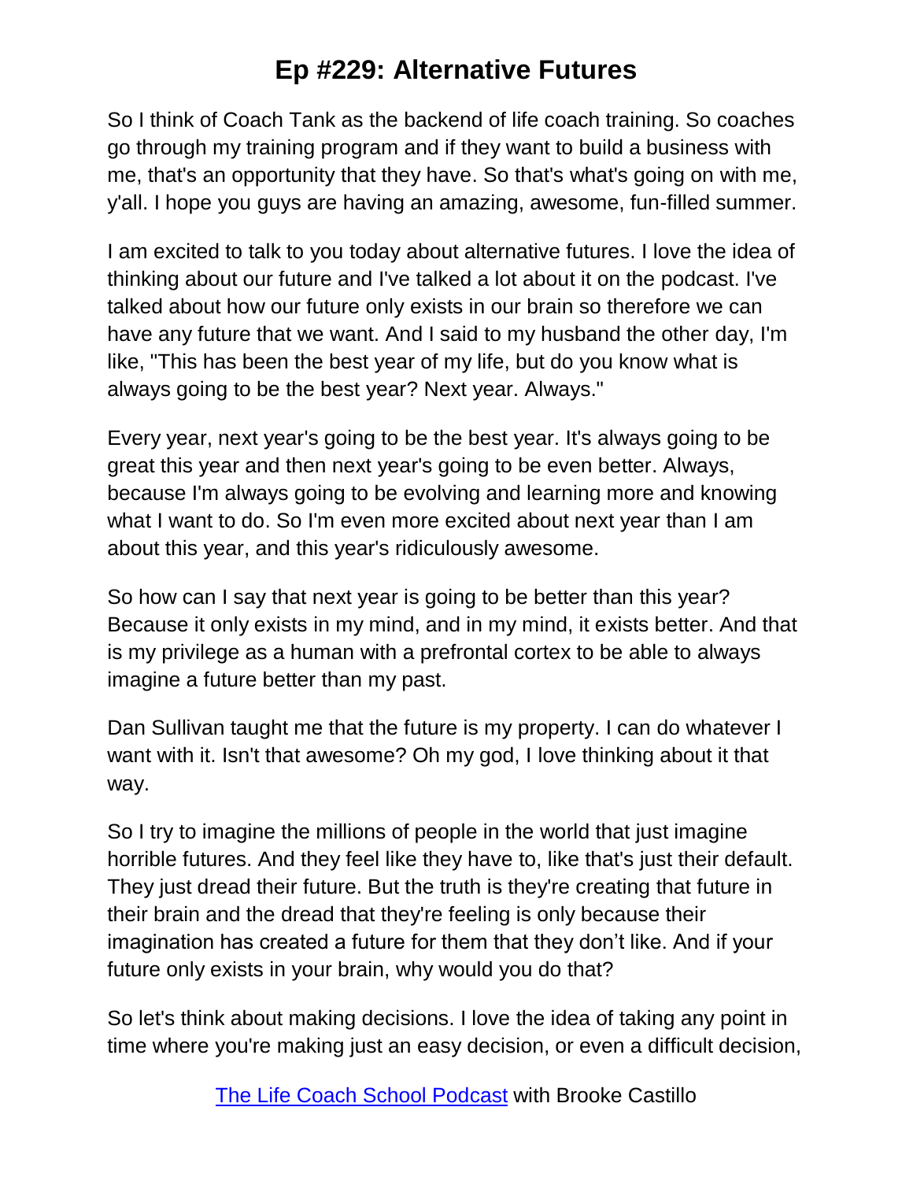So I think of Coach Tank as the backend of life coach training. So coaches go through my training program and if they want to build a business with me, that's an opportunity that they have. So that's what's going on with me, y'all. I hope you guys are having an amazing, awesome, fun-filled summer.

I am excited to talk to you today about alternative futures. I love the idea of thinking about our future and I've talked a lot about it on the podcast. I've talked about how our future only exists in our brain so therefore we can have any future that we want. And I said to my husband the other day, I'm like, "This has been the best year of my life, but do you know what is always going to be the best year? Next year. Always."

Every year, next year's going to be the best year. It's always going to be great this year and then next year's going to be even better. Always, because I'm always going to be evolving and learning more and knowing what I want to do. So I'm even more excited about next year than I am about this year, and this year's ridiculously awesome.

So how can I say that next year is going to be better than this year? Because it only exists in my mind, and in my mind, it exists better. And that is my privilege as a human with a prefrontal cortex to be able to always imagine a future better than my past.

Dan Sullivan taught me that the future is my property. I can do whatever I want with it. Isn't that awesome? Oh my god, I love thinking about it that way.

So I try to imagine the millions of people in the world that just imagine horrible futures. And they feel like they have to, like that's just their default. They just dread their future. But the truth is they're creating that future in their brain and the dread that they're feeling is only because their imagination has created a future for them that they don't like. And if your future only exists in your brain, why would you do that?

So let's think about making decisions. I love the idea of taking any point in time where you're making just an easy decision, or even a difficult decision,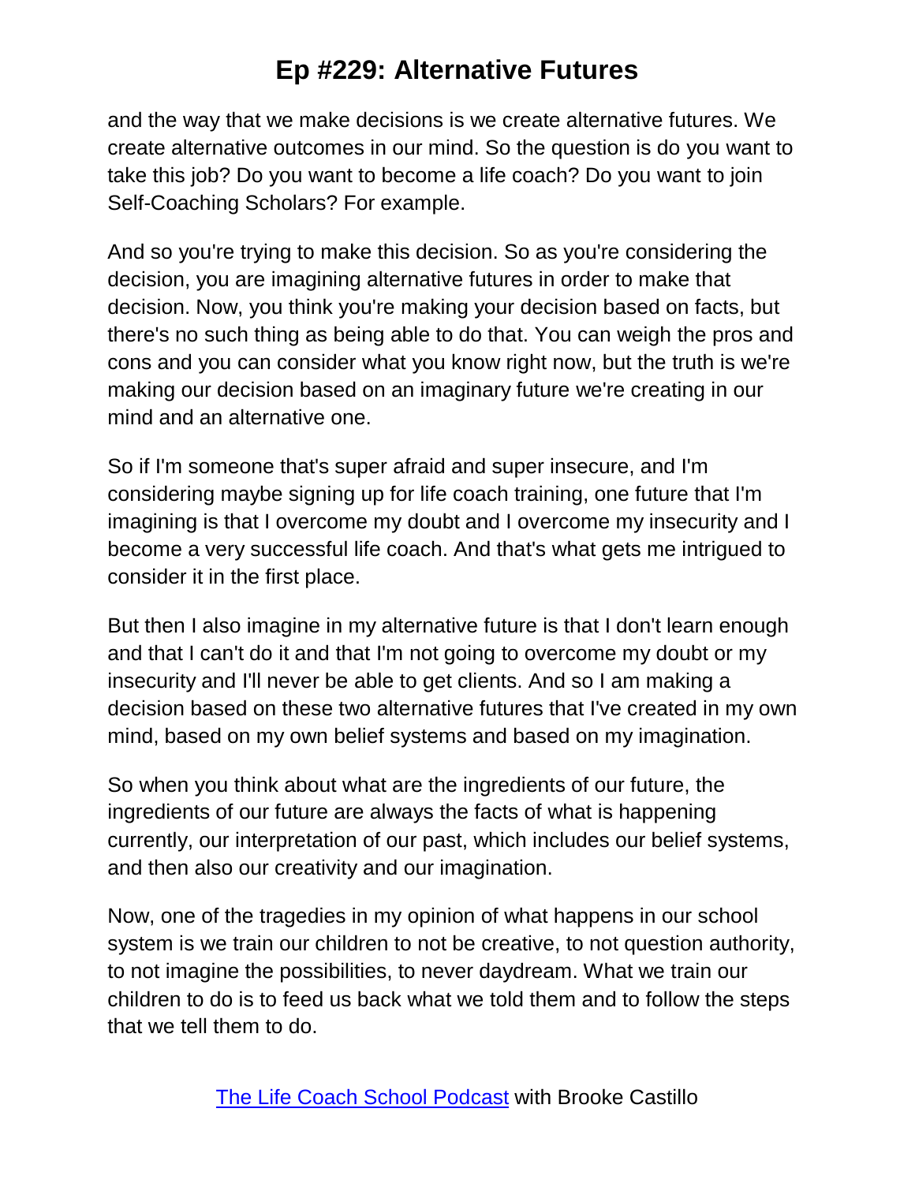and the way that we make decisions is we create alternative futures. We create alternative outcomes in our mind. So the question is do you want to take this job? Do you want to become a life coach? Do you want to join Self-Coaching Scholars? For example.

And so you're trying to make this decision. So as you're considering the decision, you are imagining alternative futures in order to make that decision. Now, you think you're making your decision based on facts, but there's no such thing as being able to do that. You can weigh the pros and cons and you can consider what you know right now, but the truth is we're making our decision based on an imaginary future we're creating in our mind and an alternative one.

So if I'm someone that's super afraid and super insecure, and I'm considering maybe signing up for life coach training, one future that I'm imagining is that I overcome my doubt and I overcome my insecurity and I become a very successful life coach. And that's what gets me intrigued to consider it in the first place.

But then I also imagine in my alternative future is that I don't learn enough and that I can't do it and that I'm not going to overcome my doubt or my insecurity and I'll never be able to get clients. And so I am making a decision based on these two alternative futures that I've created in my own mind, based on my own belief systems and based on my imagination.

So when you think about what are the ingredients of our future, the ingredients of our future are always the facts of what is happening currently, our interpretation of our past, which includes our belief systems, and then also our creativity and our imagination.

Now, one of the tragedies in my opinion of what happens in our school system is we train our children to not be creative, to not question authority, to not imagine the possibilities, to never daydream. What we train our children to do is to feed us back what we told them and to follow the steps that we tell them to do.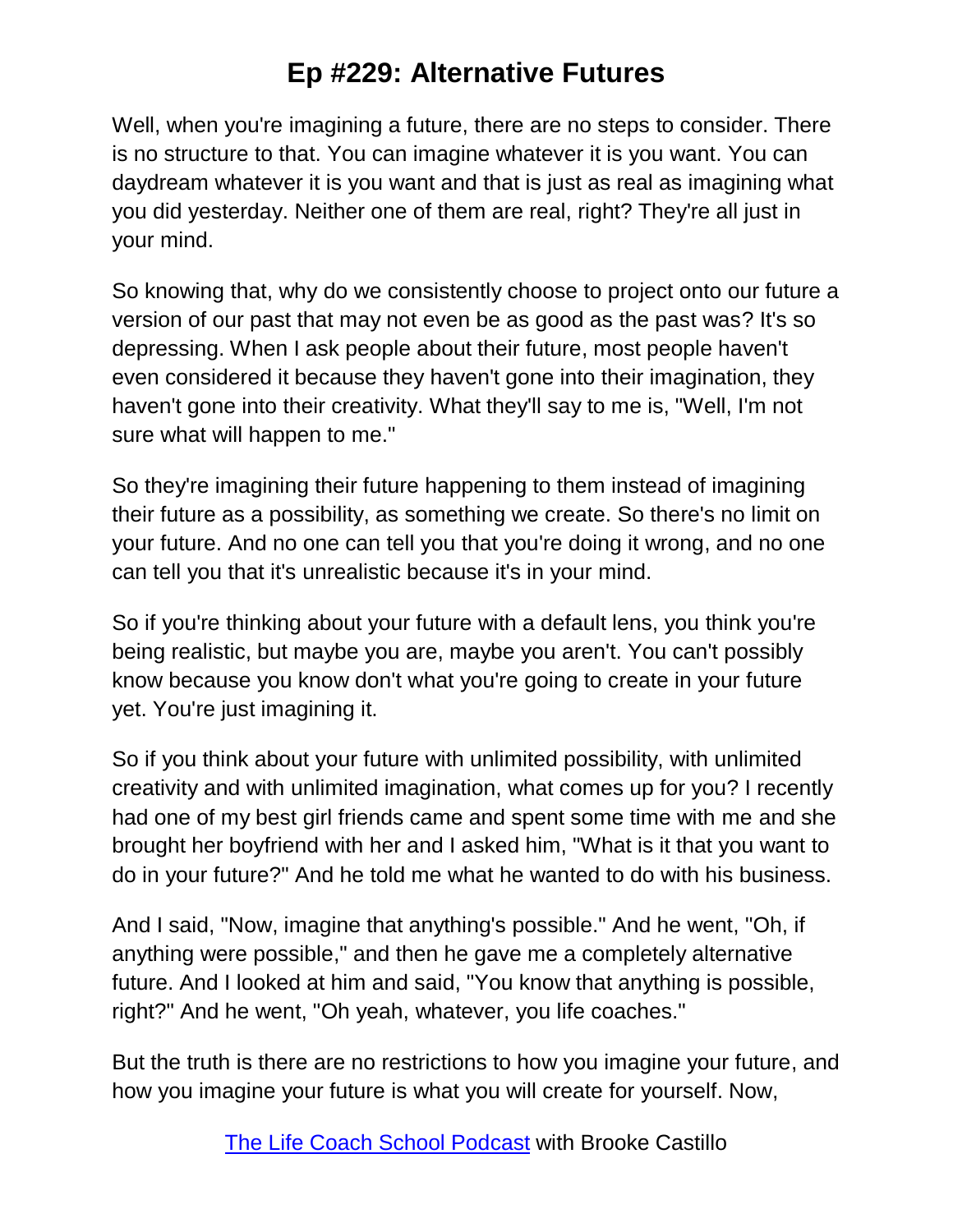Well, when you're imagining a future, there are no steps to consider. There is no structure to that. You can imagine whatever it is you want. You can daydream whatever it is you want and that is just as real as imagining what you did yesterday. Neither one of them are real, right? They're all just in your mind.

So knowing that, why do we consistently choose to project onto our future a version of our past that may not even be as good as the past was? It's so depressing. When I ask people about their future, most people haven't even considered it because they haven't gone into their imagination, they haven't gone into their creativity. What they'll say to me is, "Well, I'm not sure what will happen to me."

So they're imagining their future happening to them instead of imagining their future as a possibility, as something we create. So there's no limit on your future. And no one can tell you that you're doing it wrong, and no one can tell you that it's unrealistic because it's in your mind.

So if you're thinking about your future with a default lens, you think you're being realistic, but maybe you are, maybe you aren't. You can't possibly know because you know don't what you're going to create in your future yet. You're just imagining it.

So if you think about your future with unlimited possibility, with unlimited creativity and with unlimited imagination, what comes up for you? I recently had one of my best girl friends came and spent some time with me and she brought her boyfriend with her and I asked him, "What is it that you want to do in your future?" And he told me what he wanted to do with his business.

And I said, "Now, imagine that anything's possible." And he went, "Oh, if anything were possible," and then he gave me a completely alternative future. And I looked at him and said, "You know that anything is possible, right?" And he went, "Oh yeah, whatever, you life coaches."

But the truth is there are no restrictions to how you imagine your future, and how you imagine your future is what you will create for yourself. Now,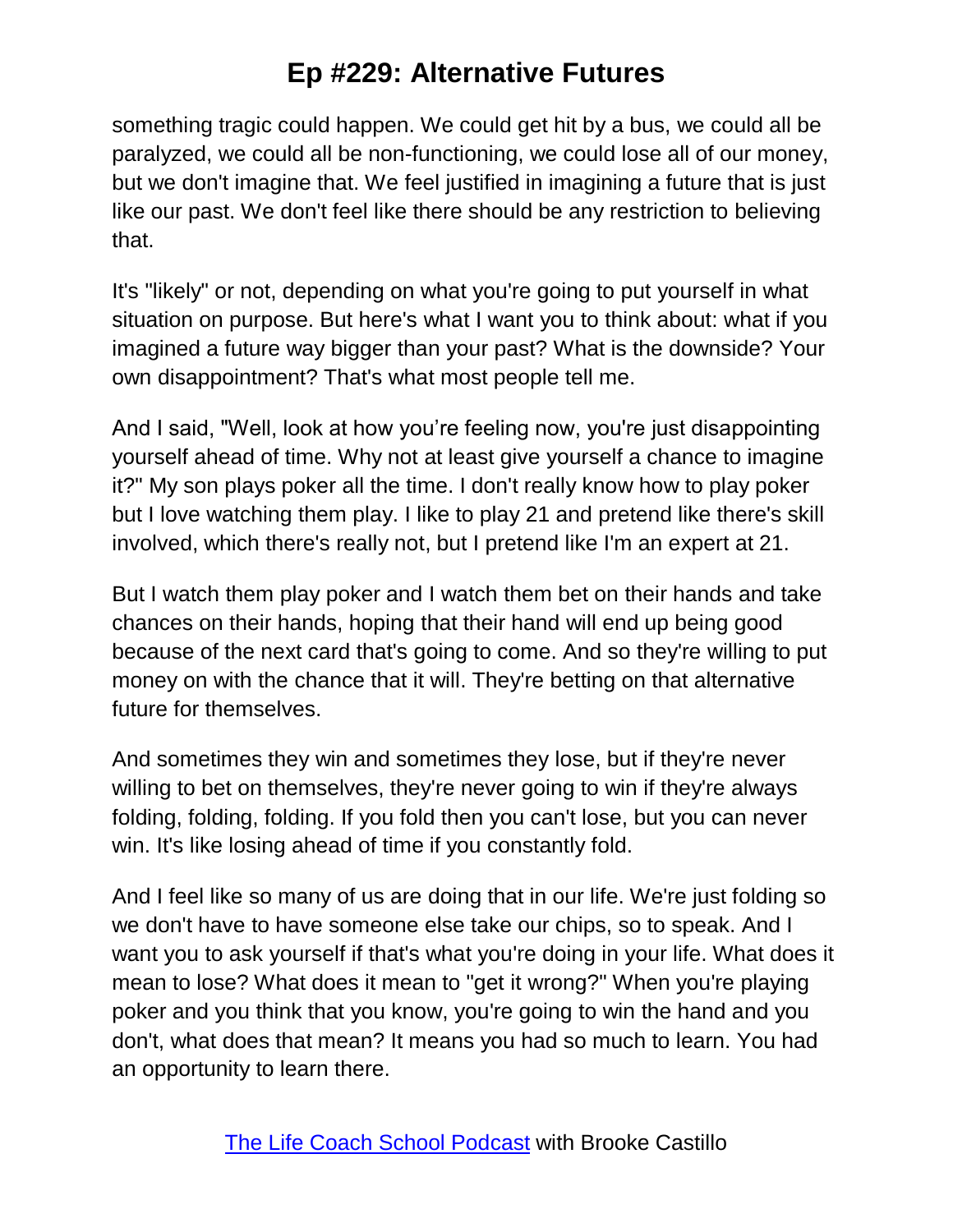something tragic could happen. We could get hit by a bus, we could all be paralyzed, we could all be non-functioning, we could lose all of our money, but we don't imagine that. We feel justified in imagining a future that is just like our past. We don't feel like there should be any restriction to believing that.

It's "likely" or not, depending on what you're going to put yourself in what situation on purpose. But here's what I want you to think about: what if you imagined a future way bigger than your past? What is the downside? Your own disappointment? That's what most people tell me.

And I said, "Well, look at how you're feeling now, you're just disappointing yourself ahead of time. Why not at least give yourself a chance to imagine it?" My son plays poker all the time. I don't really know how to play poker but I love watching them play. I like to play 21 and pretend like there's skill involved, which there's really not, but I pretend like I'm an expert at 21.

But I watch them play poker and I watch them bet on their hands and take chances on their hands, hoping that their hand will end up being good because of the next card that's going to come. And so they're willing to put money on with the chance that it will. They're betting on that alternative future for themselves.

And sometimes they win and sometimes they lose, but if they're never willing to bet on themselves, they're never going to win if they're always folding, folding, folding. If you fold then you can't lose, but you can never win. It's like losing ahead of time if you constantly fold.

And I feel like so many of us are doing that in our life. We're just folding so we don't have to have someone else take our chips, so to speak. And I want you to ask yourself if that's what you're doing in your life. What does it mean to lose? What does it mean to "get it wrong?" When you're playing poker and you think that you know, you're going to win the hand and you don't, what does that mean? It means you had so much to learn. You had an opportunity to learn there.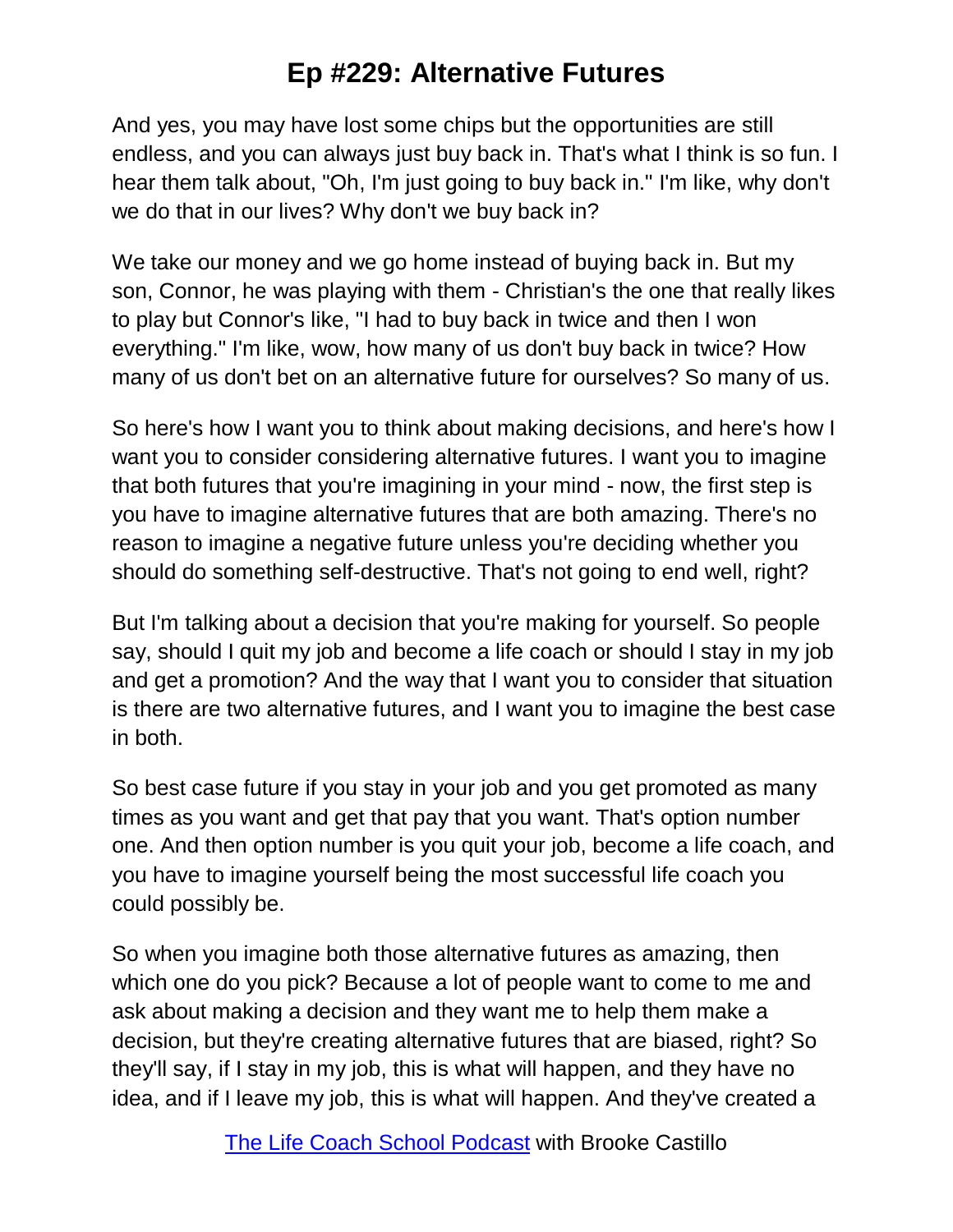And yes, you may have lost some chips but the opportunities are still endless, and you can always just buy back in. That's what I think is so fun. I hear them talk about, "Oh, I'm just going to buy back in." I'm like, why don't we do that in our lives? Why don't we buy back in?

We take our money and we go home instead of buying back in. But my son, Connor, he was playing with them - Christian's the one that really likes to play but Connor's like, "I had to buy back in twice and then I won everything." I'm like, wow, how many of us don't buy back in twice? How many of us don't bet on an alternative future for ourselves? So many of us.

So here's how I want you to think about making decisions, and here's how I want you to consider considering alternative futures. I want you to imagine that both futures that you're imagining in your mind - now, the first step is you have to imagine alternative futures that are both amazing. There's no reason to imagine a negative future unless you're deciding whether you should do something self-destructive. That's not going to end well, right?

But I'm talking about a decision that you're making for yourself. So people say, should I quit my job and become a life coach or should I stay in my job and get a promotion? And the way that I want you to consider that situation is there are two alternative futures, and I want you to imagine the best case in both.

So best case future if you stay in your job and you get promoted as many times as you want and get that pay that you want. That's option number one. And then option number is you quit your job, become a life coach, and you have to imagine yourself being the most successful life coach you could possibly be.

So when you imagine both those alternative futures as amazing, then which one do you pick? Because a lot of people want to come to me and ask about making a decision and they want me to help them make a decision, but they're creating alternative futures that are biased, right? So they'll say, if I stay in my job, this is what will happen, and they have no idea, and if I leave my job, this is what will happen. And they've created a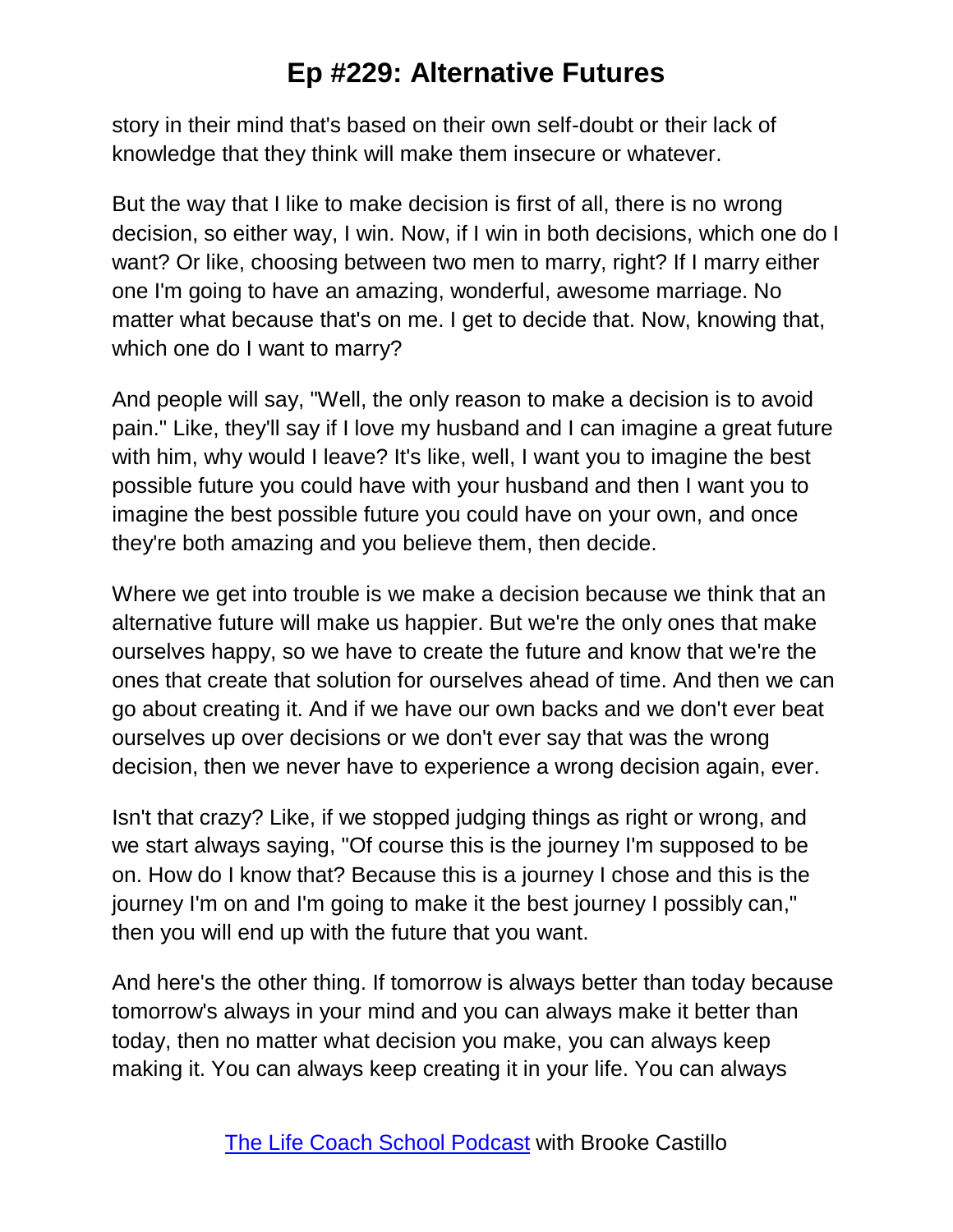story in their mind that's based on their own self-doubt or their lack of knowledge that they think will make them insecure or whatever.

But the way that I like to make decision is first of all, there is no wrong decision, so either way, I win. Now, if I win in both decisions, which one do I want? Or like, choosing between two men to marry, right? If I marry either one I'm going to have an amazing, wonderful, awesome marriage. No matter what because that's on me. I get to decide that. Now, knowing that, which one do I want to marry?

And people will say, "Well, the only reason to make a decision is to avoid pain." Like, they'll say if I love my husband and I can imagine a great future with him, why would I leave? It's like, well, I want you to imagine the best possible future you could have with your husband and then I want you to imagine the best possible future you could have on your own, and once they're both amazing and you believe them, then decide.

Where we get into trouble is we make a decision because we think that an alternative future will make us happier. But we're the only ones that make ourselves happy, so we have to create the future and know that we're the ones that create that solution for ourselves ahead of time. And then we can go about creating it. And if we have our own backs and we don't ever beat ourselves up over decisions or we don't ever say that was the wrong decision, then we never have to experience a wrong decision again, ever.

Isn't that crazy? Like, if we stopped judging things as right or wrong, and we start always saying, "Of course this is the journey I'm supposed to be on. How do I know that? Because this is a journey I chose and this is the journey I'm on and I'm going to make it the best journey I possibly can," then you will end up with the future that you want.

And here's the other thing. If tomorrow is always better than today because tomorrow's always in your mind and you can always make it better than today, then no matter what decision you make, you can always keep making it. You can always keep creating it in your life. You can always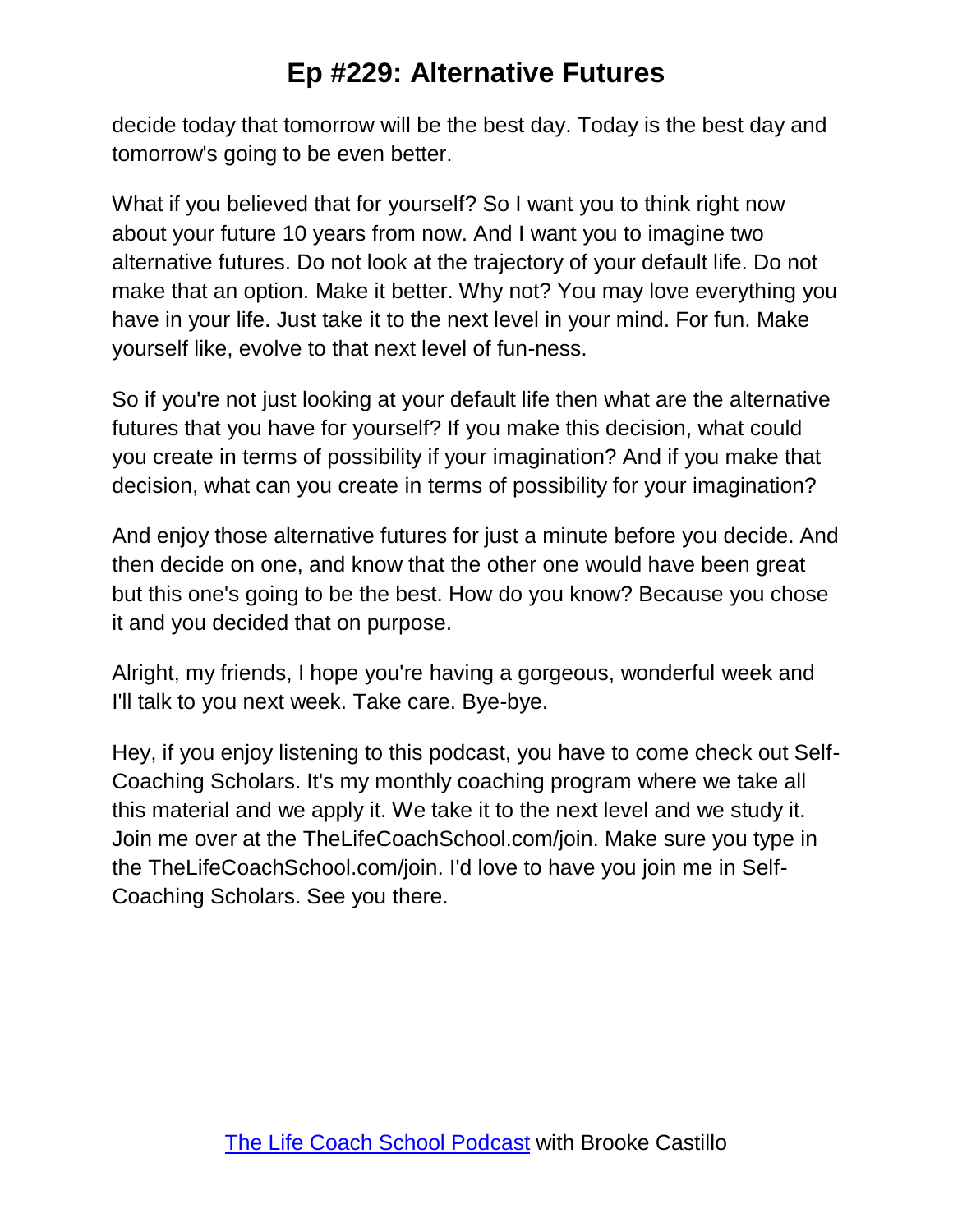decide today that tomorrow will be the best day. Today is the best day and tomorrow's going to be even better.

What if you believed that for yourself? So I want you to think right now about your future 10 years from now. And I want you to imagine two alternative futures. Do not look at the trajectory of your default life. Do not make that an option. Make it better. Why not? You may love everything you have in your life. Just take it to the next level in your mind. For fun. Make yourself like, evolve to that next level of fun-ness.

So if you're not just looking at your default life then what are the alternative futures that you have for yourself? If you make this decision, what could you create in terms of possibility if your imagination? And if you make that decision, what can you create in terms of possibility for your imagination?

And enjoy those alternative futures for just a minute before you decide. And then decide on one, and know that the other one would have been great but this one's going to be the best. How do you know? Because you chose it and you decided that on purpose.

Alright, my friends, I hope you're having a gorgeous, wonderful week and I'll talk to you next week. Take care. Bye-bye.

Hey, if you enjoy listening to this podcast, you have to come check out Self-Coaching Scholars. It's my monthly coaching program where we take all this material and we apply it. We take it to the next level and we study it. Join me over at the TheLifeCoachSchool.com/join. Make sure you type in the TheLifeCoachSchool.com/join. I'd love to have you join me in Self-Coaching Scholars. See you there.